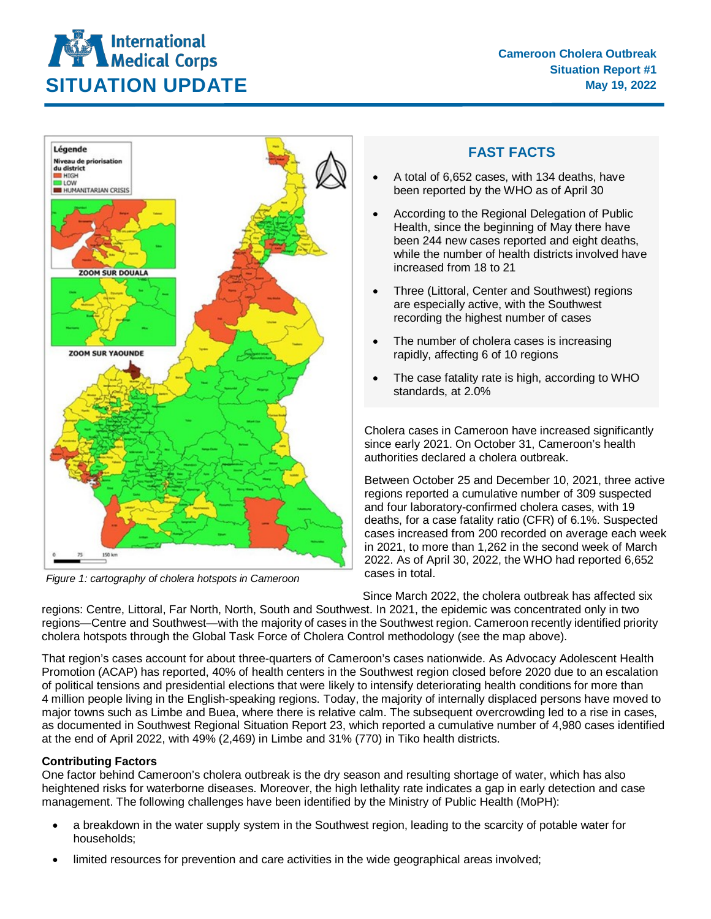# International Medical Corps

## SITUATION UPDATE

**Cameroon Cholera Outbreak**
**Situation Report #1**
**May 19, 2022**

*Figure 1: cartography of cholera hotspots in Cameroon*

## FAST FACTS

- A total of 6,652 cases, with 134 deaths, have been reported by the WHO as of April 30
- According to the Regional Delegation of Public Health, since the beginning of May there have been 244 new cases reported and eight deaths, while the number of health districts involved have increased from 18 to 21
- Three (Littoral, Center and Southwest) regions are especially active, with the Southwest recording the highest number of cases
- The number of cholera cases is increasing rapidly, affecting 6 of 10 regions
- The case fatality rate is high, according to WHO standards, at 2.0%

Cholera cases in Cameroon have increased significantly since early 2021. On October 31, Cameroon's health authorities declared a cholera outbreak.

Between October 25 and December 10, 2021, three active regions reported a cumulative number of 309 suspected and four laboratory-confirmed cholera cases, with 19 deaths, for a case fatality ratio (CFR) of 6.1%. Suspected cases increased from 200 recorded on average each week in 2021, to more than 1,262 in the second week of March 2022. As of April 30, 2022, the WHO had reported 6,652 cases in total.

Since March 2022, the cholera outbreak has affected six regions: Centre, Littoral, Far North, North, South and Southwest. In 2021, the epidemic was concentrated only in two regions—Centre and Southwest—with the majority of cases in the Southwest region. Cameroon recently identified priority cholera hotspots through the Global Task Force of Cholera Control methodology (see the map above).

That region's cases account for about three-quarters of Cameroon's cases nationwide. As Advocacy Adolescent Health Promotion (ACAP) has reported, 40% of health centers in the Southwest region closed before 2020 due to an escalation of political tensions and presidential elections that were likely to intensify deteriorating health conditions for more than 4 million people living in the English-speaking regions. Today, the majority of internally displaced persons have moved to major towns such as Limbe and Buea, where there is relative calm. The subsequent overcrowding led to a rise in cases, as documented in Southwest Regional Situation Report 23, which reported a cumulative number of 4,980 cases identified at the end of April 2022, with 49% (2,469) in Limbe and 31% (770) in Tiko health districts.

**Contributing Factors**

One factor behind Cameroon's cholera outbreak is the dry season and resulting shortage of water, which has also heightened risks for waterborne diseases. Moreover, the high lethality rate indicates a gap in early detection and case management. The following challenges have been identified by the Ministry of Public Health (MoPH):

- a breakdown in the water supply system in the Southwest region, leading to the scarcity of potable water for households;
- limited resources for prevention and care activities in the wide geographical areas involved;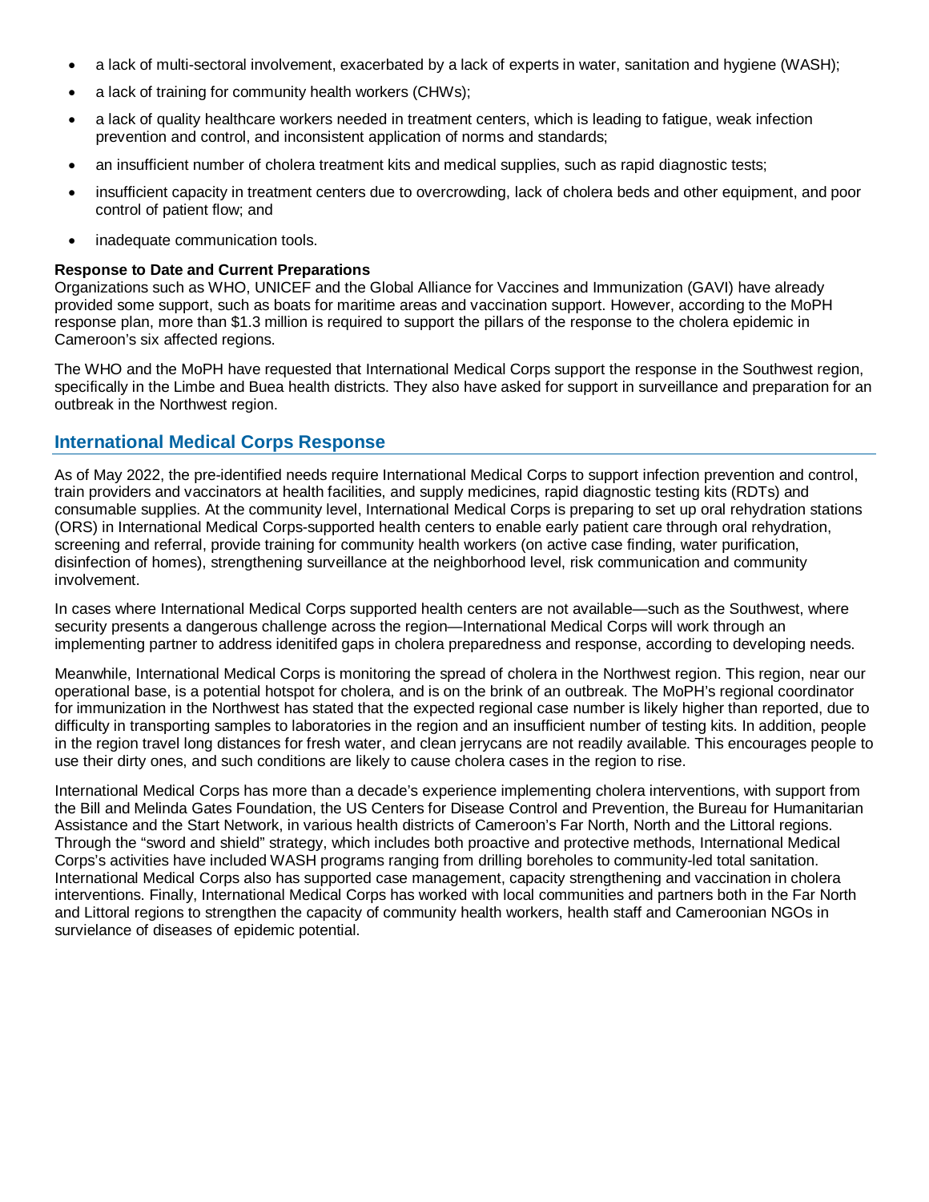- a lack of multi-sectoral involvement, exacerbated by a lack of experts in water, sanitation and hygiene (WASH);
- a lack of training for community health workers (CHWs);
- a lack of quality healthcare workers needed in treatment centers, which is leading to fatigue, weak infection prevention and control, and inconsistent application of norms and standards;
- an insufficient number of cholera treatment kits and medical supplies, such as rapid diagnostic tests;
- insufficient capacity in treatment centers due to overcrowding, lack of cholera beds and other equipment, and poor control of patient flow; and
- inadequate communication tools.

**Response to Date and Current Preparations**

Organizations such as WHO, UNICEF and the Global Alliance for Vaccines and Immunization (GAVI) have already provided some support, such as boats for maritime areas and vaccination support. However, according to the MoPH response plan, more than $1.3 million is required to support the pillars of the response to the cholera epidemic in Cameroon's six affected regions.

The WHO and the MoPH have requested that International Medical Corps support the response in the Southwest region, specifically in the Limbe and Buea health districts. They also have asked for support in surveillance and preparation for an outbreak in the Northwest region.

## International Medical Corps Response

As of May 2022, the pre-identified needs require International Medical Corps to support infection prevention and control, train providers and vaccinators at health facilities, and supply medicines, rapid diagnostic testing kits (RDTs) and consumable supplies. At the community level, International Medical Corps is preparing to set up oral rehydration stations (ORS) in International Medical Corps-supported health centers to enable early patient care through oral rehydration, screening and referral, provide training for community health workers (on active case finding, water purification, disinfection of homes), strengthening surveillance at the neighborhood level, risk communication and community involvement.

In cases where International Medical Corps supported health centers are not available—such as the Southwest, where security presents a dangerous challenge across the region—International Medical Corps will work through an implementing partner to address idenitifed gaps in cholera preparedness and response, according to developing needs.

Meanwhile, International Medical Corps is monitoring the spread of cholera in the Northwest region. This region, near our operational base, is a potential hotspot for cholera, and is on the brink of an outbreak. The MoPH's regional coordinator for immunization in the Northwest has stated that the expected regional case number is likely higher than reported, due to difficulty in transporting samples to laboratories in the region and an insufficient number of testing kits. In addition, people in the region travel long distances for fresh water, and clean jerrycans are not readily available. This encourages people to use their dirty ones, and such conditions are likely to cause cholera cases in the region to rise.

International Medical Corps has more than a decade's experience implementing cholera interventions, with support from the Bill and Melinda Gates Foundation, the US Centers for Disease Control and Prevention, the Bureau for Humanitarian Assistance and the Start Network, in various health districts of Cameroon's Far North, North and the Littoral regions. Through the "sword and shield" strategy, which includes both proactive and protective methods, International Medical Corps's activities have included WASH programs ranging from drilling boreholes to community-led total sanitation. International Medical Corps also has supported case management, capacity strengthening and vaccination in cholera interventions. Finally, International Medical Corps has worked with local communities and partners both in the Far North and Littoral regions to strengthen the capacity of community health workers, health staff and Cameroonian NGOs in survielance of diseases of epidemic potential.